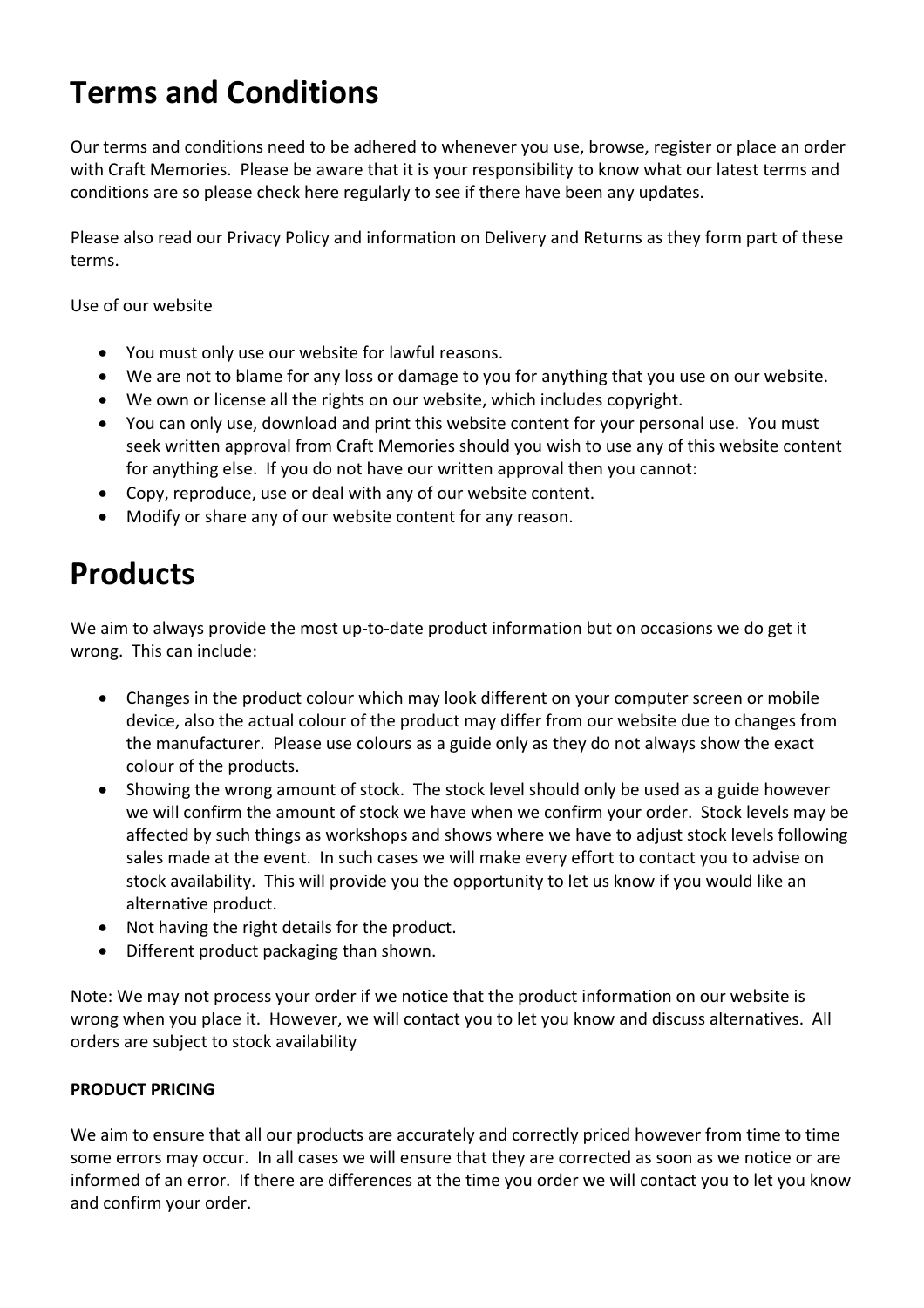# Terms and Conditions

Our terms and conditions need to be adhered to whenever you use, browse, register or place an order with Craft Memories. Please be aware that it is your responsibility to know what our latest terms and conditions are so please check here regularly to see if there have been any updates.

Please also read our Privacy Policy and information on Delivery and Returns as they form part of these terms.

Use of our website

- You must only use our website for lawful reasons.
- We are not to blame for any loss or damage to you for anything that you use on our website.
- We own or license all the rights on our website, which includes copyright.
- You can only use, download and print this website content for your personal use. You must seek written approval from Craft Memories should you wish to use any of this website content for anything else. If you do not have our written approval then you cannot:
- Copy, reproduce, use or deal with any of our website content.
- Modify or share any of our website content for any reason.

# Products

We aim to always provide the most up-to-date product information but on occasions we do get it wrong. This can include:

- Changes in the product colour which may look different on your computer screen or mobile device, also the actual colour of the product may differ from our website due to changes from the manufacturer. Please use colours as a guide only as they do not always show the exact colour of the products.
- Showing the wrong amount of stock. The stock level should only be used as a guide however we will confirm the amount of stock we have when we confirm your order. Stock levels may be affected by such things as workshops and shows where we have to adjust stock levels following sales made at the event. In such cases we will make every effort to contact you to advise on stock availability. This will provide you the opportunity to let us know if you would like an alternative product.
- Not having the right details for the product.
- Different product packaging than shown.

Note: We may not process your order if we notice that the product information on our website is wrong when you place it. However, we will contact you to let you know and discuss alternatives. All orders are subject to stock availability

**PRODUCT PRICING**

We aim to ensure that all our products are accurately and correctly priced however from time to time some errors may occur. In all cases we will ensure that they are corrected as soon as we notice or are informed of an error. If there are differences at the time you order we will contact you to let you know and confirm your order.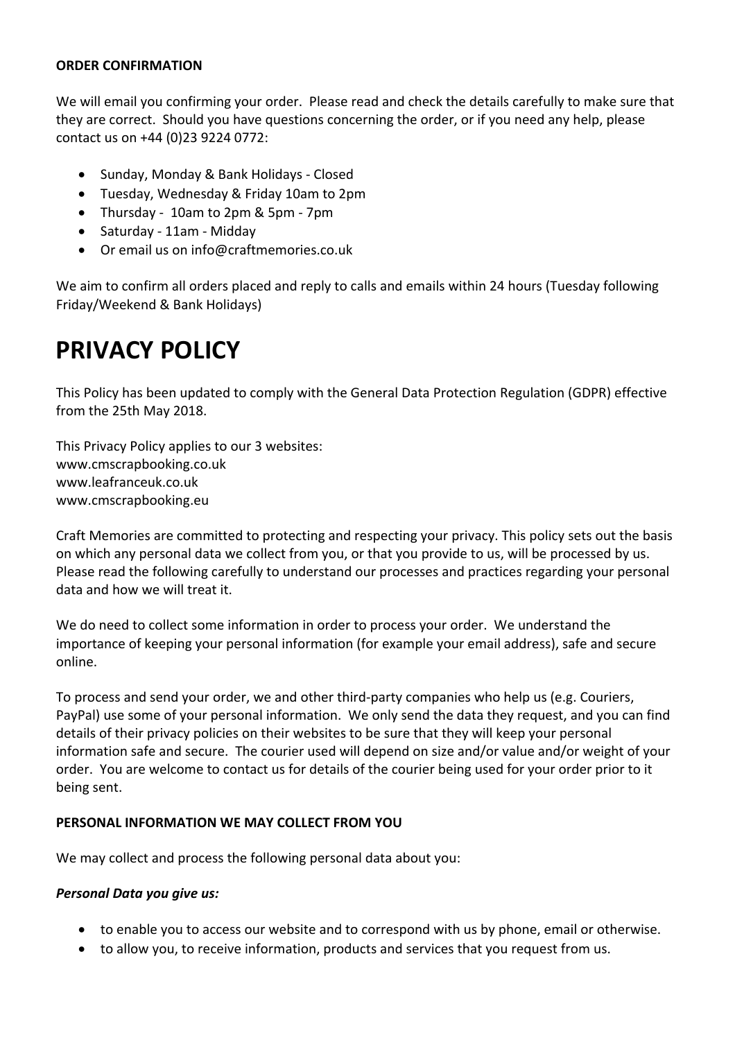**ORDER CONFIRMATION**

We will email you confirming your order. Please read and check the details carefully to make sure that they are correct. Should you have questions concerning the order, or if you need any help, please contact us on +44 (0)23 9224 0772:

- Sunday, Monday & Bank Holidays - Closed
- Tuesday, Wednesday & Friday 10am to 2pm
- Thursday - 10am to 2pm & 5pm - 7pm
- Saturday - 11am - Midday
- Or email us on info@craftmemories.co.uk

We aim to confirm all orders placed and reply to calls and emails within 24 hours (Tuesday following Friday/Weekend & Bank Holidays)

# PRIVACY POLICY

This Policy has been updated to comply with the General Data Protection Regulation (GDPR) effective from the 25th May 2018.

This Privacy Policy applies to our 3 websites:
www.cmscrapbooking.co.uk
www.leafranceuk.co.uk
www.cmscrapbooking.eu

Craft Memories are committed to protecting and respecting your privacy. This policy sets out the basis on which any personal data we collect from you, or that you provide to us, will be processed by us. Please read the following carefully to understand our processes and practices regarding your personal data and how we will treat it.

We do need to collect some information in order to process your order. We understand the importance of keeping your personal information (for example your email address), safe and secure online.

To process and send your order, we and other third-party companies who help us (e.g. Couriers, PayPal) use some of your personal information. We only send the data they request, and you can find details of their privacy policies on their websites to be sure that they will keep your personal information safe and secure. The courier used will depend on size and/or value and/or weight of your order. You are welcome to contact us for details of the courier being used for your order prior to it being sent.

**PERSONAL INFORMATION WE MAY COLLECT FROM YOU**

We may collect and process the following personal data about you:

***Personal Data you give us:***

- to enable you to access our website and to correspond with us by phone, email or otherwise.
- to allow you, to receive information, products and services that you request from us.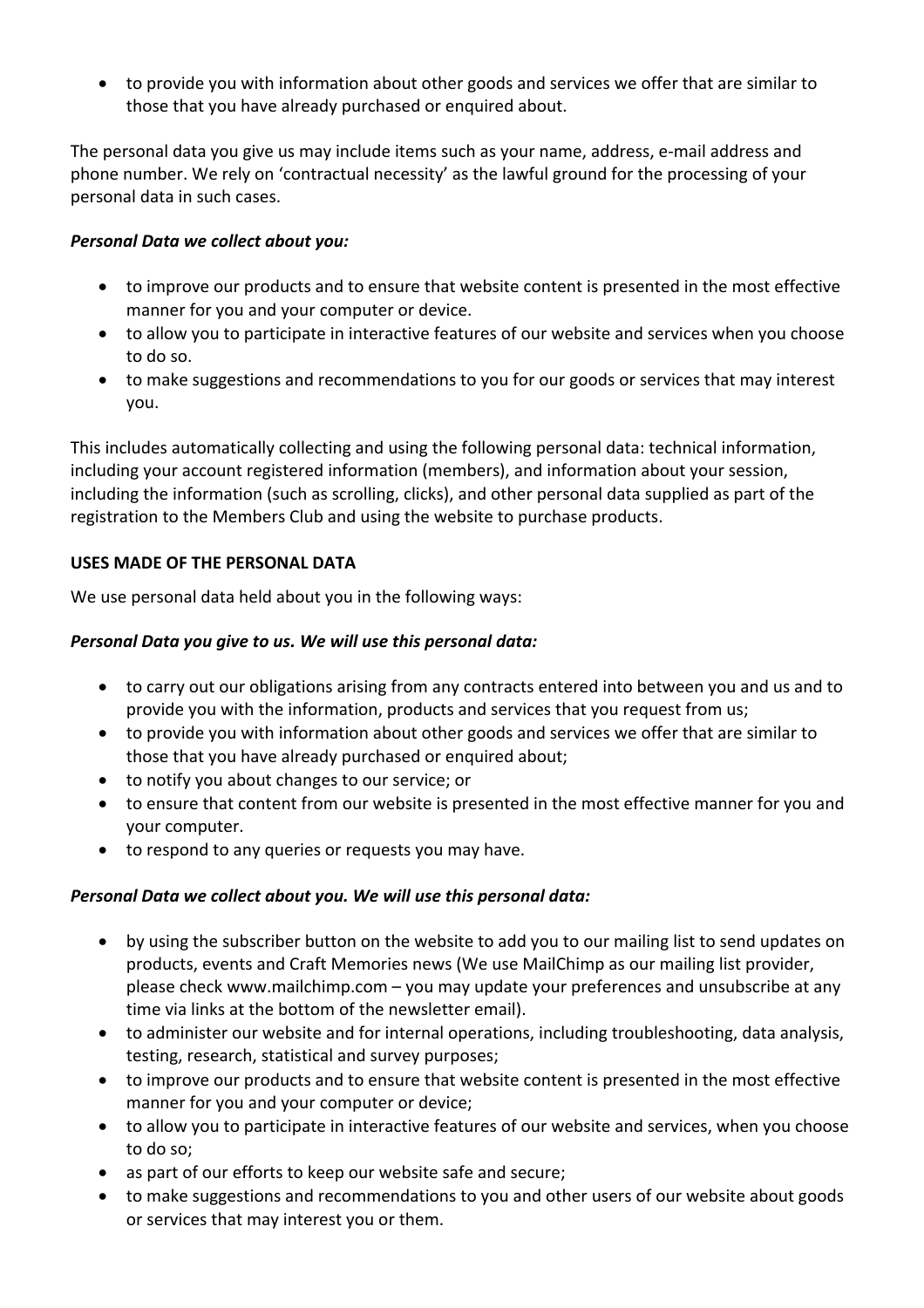- to provide you with information about other goods and services we offer that are similar to those that you have already purchased or enquired about.

The personal data you give us may include items such as your name, address, e-mail address and phone number. We rely on 'contractual necessity' as the lawful ground for the processing of your personal data in such cases.

***Personal Data we collect about you:***

- to improve our products and to ensure that website content is presented in the most effective manner for you and your computer or device.
- to allow you to participate in interactive features of our website and services when you choose to do so.
- to make suggestions and recommendations to you for our goods or services that may interest you.

This includes automatically collecting and using the following personal data: technical information, including your account registered information (members), and information about your session, including the information (such as scrolling, clicks), and other personal data supplied as part of the registration to the Members Club and using the website to purchase products.

**USES MADE OF THE PERSONAL DATA**

We use personal data held about you in the following ways:

***Personal Data you give to us. We will use this personal data:***

- to carry out our obligations arising from any contracts entered into between you and us and to provide you with the information, products and services that you request from us;
- to provide you with information about other goods and services we offer that are similar to those that you have already purchased or enquired about;
- to notify you about changes to our service; or
- to ensure that content from our website is presented in the most effective manner for you and your computer.
- to respond to any queries or requests you may have.

***Personal Data we collect about you. We will use this personal data:***

- by using the subscriber button on the website to add you to our mailing list to send updates on products, events and Craft Memories news (We use MailChimp as our mailing list provider, please check www.mailchimp.com – you may update your preferences and unsubscribe at any time via links at the bottom of the newsletter email).
- to administer our website and for internal operations, including troubleshooting, data analysis, testing, research, statistical and survey purposes;
- to improve our products and to ensure that website content is presented in the most effective manner for you and your computer or device;
- to allow you to participate in interactive features of our website and services, when you choose to do so;
- as part of our efforts to keep our website safe and secure;
- to make suggestions and recommendations to you and other users of our website about goods or services that may interest you or them.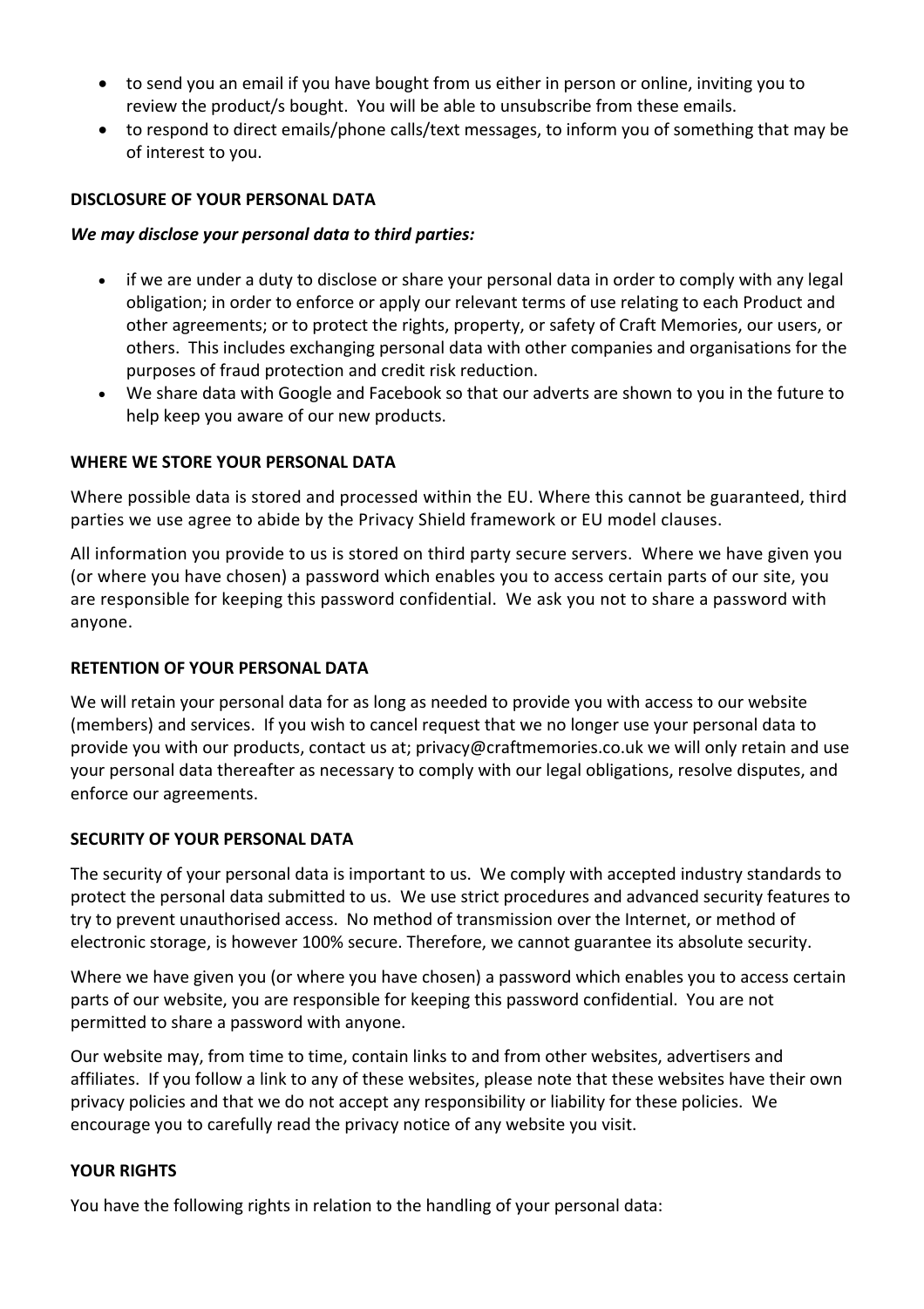- to send you an email if you have bought from us either in person or online, inviting you to review the product/s bought. You will be able to unsubscribe from these emails.
- to respond to direct emails/phone calls/text messages, to inform you of something that may be of interest to you.

**DISCLOSURE OF YOUR PERSONAL DATA**

***We may disclose your personal data to third parties:***

- if we are under a duty to disclose or share your personal data in order to comply with any legal obligation; in order to enforce or apply our relevant terms of use relating to each Product and other agreements; or to protect the rights, property, or safety of Craft Memories, our users, or others. This includes exchanging personal data with other companies and organisations for the purposes of fraud protection and credit risk reduction.
- We share data with Google and Facebook so that our adverts are shown to you in the future to help keep you aware of our new products.

**WHERE WE STORE YOUR PERSONAL DATA**

Where possible data is stored and processed within the EU. Where this cannot be guaranteed, third parties we use agree to abide by the Privacy Shield framework or EU model clauses.

All information you provide to us is stored on third party secure servers. Where we have given you (or where you have chosen) a password which enables you to access certain parts of our site, you are responsible for keeping this password confidential. We ask you not to share a password with anyone.

**RETENTION OF YOUR PERSONAL DATA**

We will retain your personal data for as long as needed to provide you with access to our website (members) and services. If you wish to cancel request that we no longer use your personal data to provide you with our products, contact us at; privacy@craftmemories.co.uk we will only retain and use your personal data thereafter as necessary to comply with our legal obligations, resolve disputes, and enforce our agreements.

**SECURITY OF YOUR PERSONAL DATA**

The security of your personal data is important to us. We comply with accepted industry standards to protect the personal data submitted to us. We use strict procedures and advanced security features to try to prevent unauthorised access. No method of transmission over the Internet, or method of electronic storage, is however 100% secure. Therefore, we cannot guarantee its absolute security.

Where we have given you (or where you have chosen) a password which enables you to access certain parts of our website, you are responsible for keeping this password confidential. You are not permitted to share a password with anyone.

Our website may, from time to time, contain links to and from other websites, advertisers and affiliates. If you follow a link to any of these websites, please note that these websites have their own privacy policies and that we do not accept any responsibility or liability for these policies. We encourage you to carefully read the privacy notice of any website you visit.

**YOUR RIGHTS**

You have the following rights in relation to the handling of your personal data: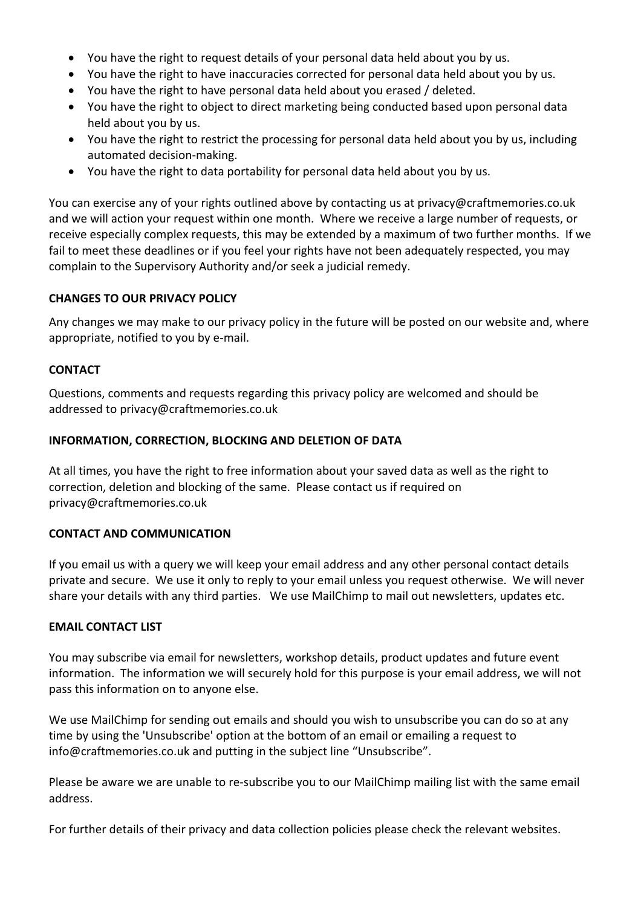- You have the right to request details of your personal data held about you by us.
- You have the right to have inaccuracies corrected for personal data held about you by us.
- You have the right to have personal data held about you erased / deleted.
- You have the right to object to direct marketing being conducted based upon personal data held about you by us.
- You have the right to restrict the processing for personal data held about you by us, including automated decision-making.
- You have the right to data portability for personal data held about you by us.

You can exercise any of your rights outlined above by contacting us at privacy@craftmemories.co.uk and we will action your request within one month. Where we receive a large number of requests, or receive especially complex requests, this may be extended by a maximum of two further months. If we fail to meet these deadlines or if you feel your rights have not been adequately respected, you may complain to the Supervisory Authority and/or seek a judicial remedy.

**CHANGES TO OUR PRIVACY POLICY**

Any changes we may make to our privacy policy in the future will be posted on our website and, where appropriate, notified to you by e-mail.

**CONTACT**

Questions, comments and requests regarding this privacy policy are welcomed and should be addressed to privacy@craftmemories.co.uk

**INFORMATION, CORRECTION, BLOCKING AND DELETION OF DATA**

At all times, you have the right to free information about your saved data as well as the right to correction, deletion and blocking of the same. Please contact us if required on privacy@craftmemories.co.uk

**CONTACT AND COMMUNICATION**

If you email us with a query we will keep your email address and any other personal contact details private and secure. We use it only to reply to your email unless you request otherwise. We will never share your details with any third parties. We use MailChimp to mail out newsletters, updates etc.

**EMAIL CONTACT LIST**

You may subscribe via email for newsletters, workshop details, product updates and future event information. The information we will securely hold for this purpose is your email address, we will not pass this information on to anyone else.

We use MailChimp for sending out emails and should you wish to unsubscribe you can do so at any time by using the 'Unsubscribe' option at the bottom of an email or emailing a request to info@craftmemories.co.uk and putting in the subject line "Unsubscribe".

Please be aware we are unable to re-subscribe you to our MailChimp mailing list with the same email address.

For further details of their privacy and data collection policies please check the relevant websites.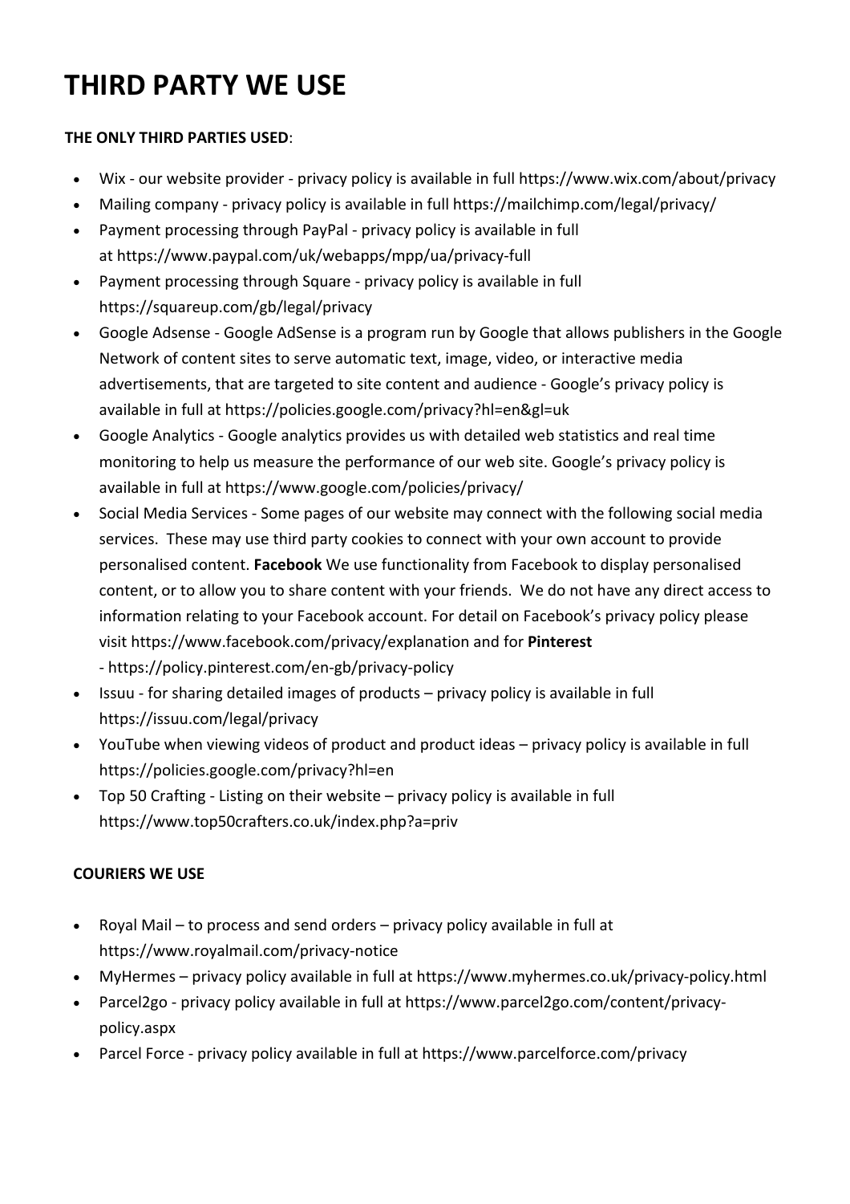# THIRD PARTY WE USE

**THE ONLY THIRD PARTIES USED**:

- Wix - our website provider - privacy policy is available in full https://www.wix.com/about/privacy
- Mailing company - privacy policy is available in full https://mailchimp.com/legal/privacy/
- Payment processing through PayPal - privacy policy is available in full at https://www.paypal.com/uk/webapps/mpp/ua/privacy-full
- Payment processing through Square - privacy policy is available in full https://squareup.com/gb/legal/privacy
- Google Adsense - Google AdSense is a program run by Google that allows publishers in the Google Network of content sites to serve automatic text, image, video, or interactive media advertisements, that are targeted to site content and audience - Google's privacy policy is available in full at https://policies.google.com/privacy?hl=en&gl=uk
- Google Analytics - Google analytics provides us with detailed web statistics and real time monitoring to help us measure the performance of our web site. Google's privacy policy is available in full at https://www.google.com/policies/privacy/
- Social Media Services - Some pages of our website may connect with the following social media services. These may use third party cookies to connect with your own account to provide personalised content. **Facebook** We use functionality from Facebook to display personalised content, or to allow you to share content with your friends. We do not have any direct access to information relating to your Facebook account. For detail on Facebook's privacy policy please visit https://www.facebook.com/privacy/explanation and for **Pinterest** - https://policy.pinterest.com/en-gb/privacy-policy
- Issuu - for sharing detailed images of products – privacy policy is available in full https://issuu.com/legal/privacy
- YouTube when viewing videos of product and product ideas – privacy policy is available in full https://policies.google.com/privacy?hl=en
- Top 50 Crafting - Listing on their website – privacy policy is available in full https://www.top50crafters.co.uk/index.php?a=priv

**COURIERS WE USE**

- Royal Mail – to process and send orders – privacy policy available in full at https://www.royalmail.com/privacy-notice
- MyHermes – privacy policy available in full at https://www.myhermes.co.uk/privacy-policy.html
- Parcel2go - privacy policy available in full at https://www.parcel2go.com/content/privacy-policy.aspx
- Parcel Force - privacy policy available in full at https://www.parcelforce.com/privacy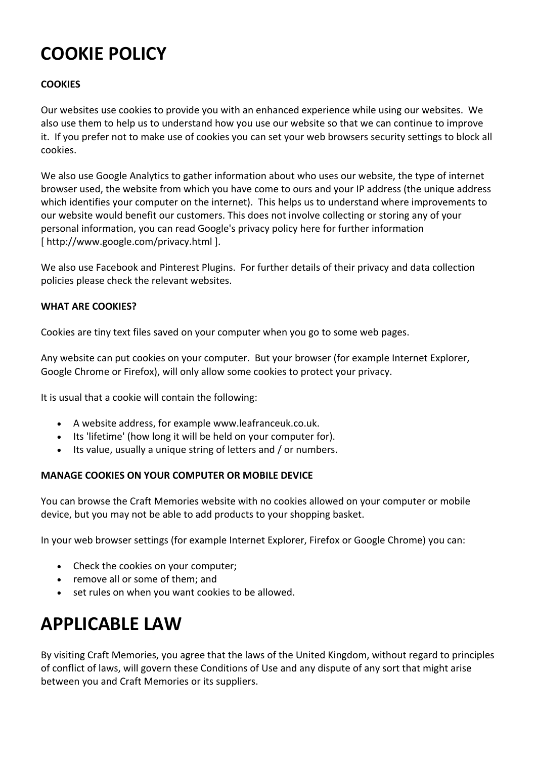# COOKIE POLICY

**COOKIES**

Our websites use cookies to provide you with an enhanced experience while using our websites. We also use them to help us to understand how you use our website so that we can continue to improve it. If you prefer not to make use of cookies you can set your web browsers security settings to block all cookies.

We also use Google Analytics to gather information about who uses our website, the type of internet browser used, the website from which you have come to ours and your IP address (the unique address which identifies your computer on the internet). This helps us to understand where improvements to our website would benefit our customers. This does not involve collecting or storing any of your personal information, you can read Google's privacy policy here for further information [ http://www.google.com/privacy.html ].

We also use Facebook and Pinterest Plugins. For further details of their privacy and data collection policies please check the relevant websites.

**WHAT ARE COOKIES?**

Cookies are tiny text files saved on your computer when you go to some web pages.

Any website can put cookies on your computer. But your browser (for example Internet Explorer, Google Chrome or Firefox), will only allow some cookies to protect your privacy.

It is usual that a cookie will contain the following:

- A website address, for example www.leafranceuk.co.uk.
- Its 'lifetime' (how long it will be held on your computer for).
- Its value, usually a unique string of letters and / or numbers.

**MANAGE COOKIES ON YOUR COMPUTER OR MOBILE DEVICE**

You can browse the Craft Memories website with no cookies allowed on your computer or mobile device, but you may not be able to add products to your shopping basket.

In your web browser settings (for example Internet Explorer, Firefox or Google Chrome) you can:

- Check the cookies on your computer;
- remove all or some of them; and
- set rules on when you want cookies to be allowed.

# APPLICABLE LAW

By visiting Craft Memories, you agree that the laws of the United Kingdom, without regard to principles of conflict of laws, will govern these Conditions of Use and any dispute of any sort that might arise between you and Craft Memories or its suppliers.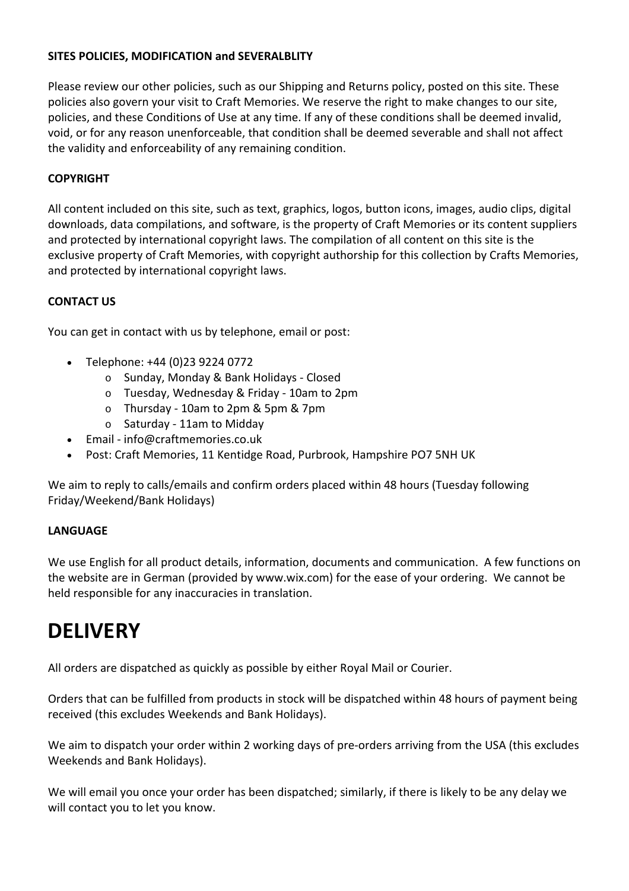**SITES POLICIES, MODIFICATION and SEVERALBLITY**

Please review our other policies, such as our Shipping and Returns policy, posted on this site. These policies also govern your visit to Craft Memories. We reserve the right to make changes to our site, policies, and these Conditions of Use at any time. If any of these conditions shall be deemed invalid, void, or for any reason unenforceable, that condition shall be deemed severable and shall not affect the validity and enforceability of any remaining condition.

**COPYRIGHT**

All content included on this site, such as text, graphics, logos, button icons, images, audio clips, digital downloads, data compilations, and software, is the property of Craft Memories or its content suppliers and protected by international copyright laws. The compilation of all content on this site is the exclusive property of Craft Memories, with copyright authorship for this collection by Crafts Memories, and protected by international copyright laws.

**CONTACT US**

You can get in contact with us by telephone, email or post:

- Telephone: +44 (0)23 9224 0772
  - Sunday, Monday & Bank Holidays - Closed
  - Tuesday, Wednesday & Friday - 10am to 2pm
  - Thursday - 10am to 2pm & 5pm & 7pm
  - Saturday - 11am to Midday
- Email - info@craftmemories.co.uk
- Post: Craft Memories, 11 Kentidge Road, Purbrook, Hampshire PO7 5NH UK

We aim to reply to calls/emails and confirm orders placed within 48 hours (Tuesday following Friday/Weekend/Bank Holidays)

**LANGUAGE**

We use English for all product details, information, documents and communication. A few functions on the website are in German (provided by www.wix.com) for the ease of your ordering. We cannot be held responsible for any inaccuracies in translation.

# DELIVERY

All orders are dispatched as quickly as possible by either Royal Mail or Courier.

Orders that can be fulfilled from products in stock will be dispatched within 48 hours of payment being received (this excludes Weekends and Bank Holidays).

We aim to dispatch your order within 2 working days of pre-orders arriving from the USA (this excludes Weekends and Bank Holidays).

We will email you once your order has been dispatched; similarly, if there is likely to be any delay we will contact you to let you know.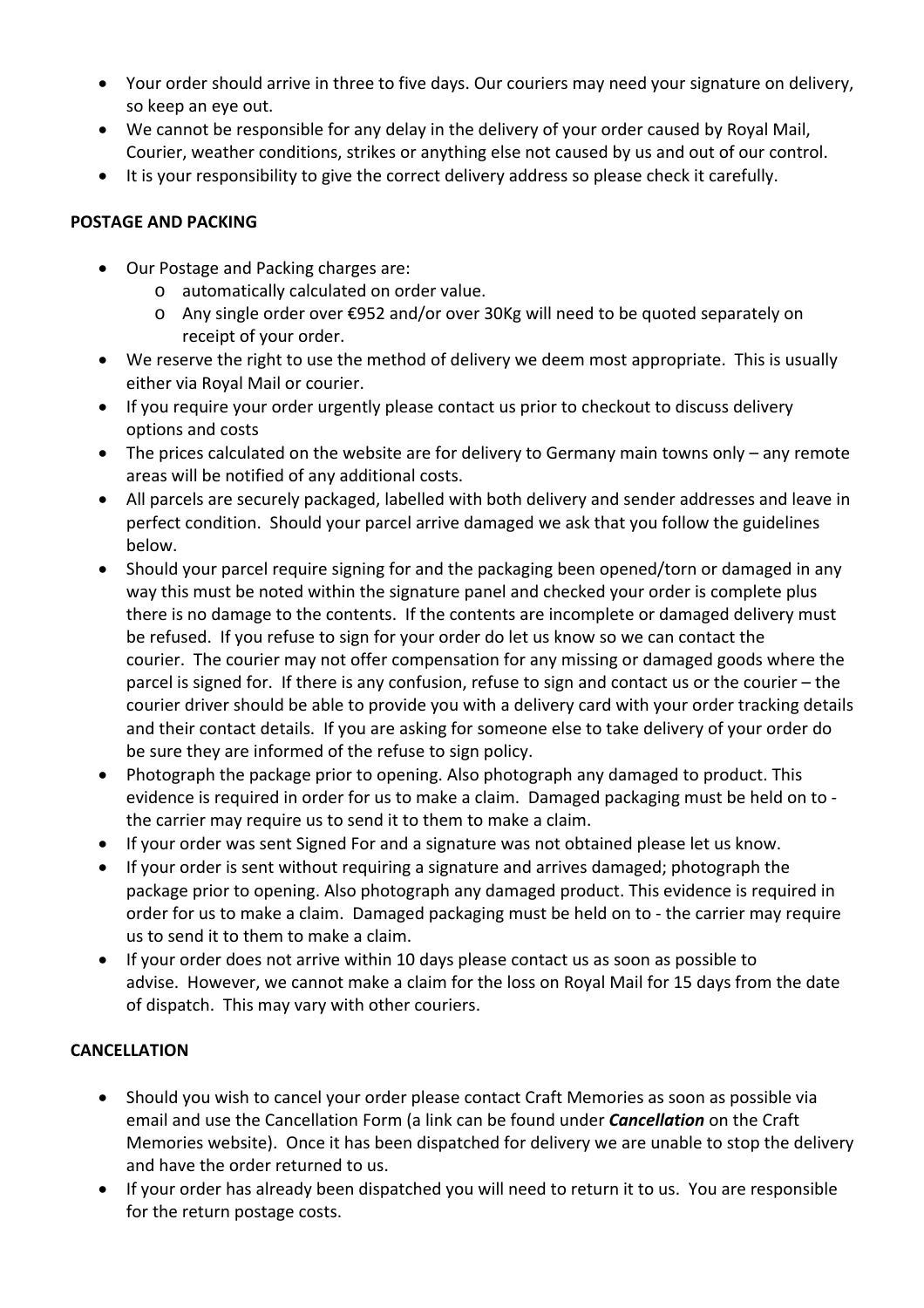- Your order should arrive in three to five days. Our couriers may need your signature on delivery, so keep an eye out.
- We cannot be responsible for any delay in the delivery of your order caused by Royal Mail, Courier, weather conditions, strikes or anything else not caused by us and out of our control.
- It is your responsibility to give the correct delivery address so please check it carefully.

**POSTAGE AND PACKING**

- Our Postage and Packing charges are:
    - automatically calculated on order value.
    - Any single order over €952 and/or over 30Kg will need to be quoted separately on receipt of your order.
- We reserve the right to use the method of delivery we deem most appropriate. This is usually either via Royal Mail or courier.
- If you require your order urgently please contact us prior to checkout to discuss delivery options and costs
- The prices calculated on the website are for delivery to Germany main towns only – any remote areas will be notified of any additional costs.
- All parcels are securely packaged, labelled with both delivery and sender addresses and leave in perfect condition. Should your parcel arrive damaged we ask that you follow the guidelines below.
- Should your parcel require signing for and the packaging been opened/torn or damaged in any way this must be noted within the signature panel and checked your order is complete plus there is no damage to the contents. If the contents are incomplete or damaged delivery must be refused. If you refuse to sign for your order do let us know so we can contact the courier. The courier may not offer compensation for any missing or damaged goods where the parcel is signed for. If there is any confusion, refuse to sign and contact us or the courier – the courier driver should be able to provide you with a delivery card with your order tracking details and their contact details. If you are asking for someone else to take delivery of your order do be sure they are informed of the refuse to sign policy.
- Photograph the package prior to opening. Also photograph any damaged to product. This evidence is required in order for us to make a claim. Damaged packaging must be held on to - the carrier may require us to send it to them to make a claim.
- If your order was sent Signed For and a signature was not obtained please let us know.
- If your order is sent without requiring a signature and arrives damaged; photograph the package prior to opening. Also photograph any damaged product. This evidence is required in order for us to make a claim. Damaged packaging must be held on to - the carrier may require us to send it to them to make a claim.
- If your order does not arrive within 10 days please contact us as soon as possible to advise. However, we cannot make a claim for the loss on Royal Mail for 15 days from the date of dispatch. This may vary with other couriers.

**CANCELLATION**

- Should you wish to cancel your order please contact Craft Memories as soon as possible via email and use the Cancellation Form (a link can be found under ***Cancellation*** on the Craft Memories website). Once it has been dispatched for delivery we are unable to stop the delivery and have the order returned to us.
- If your order has already been dispatched you will need to return it to us. You are responsible for the return postage costs.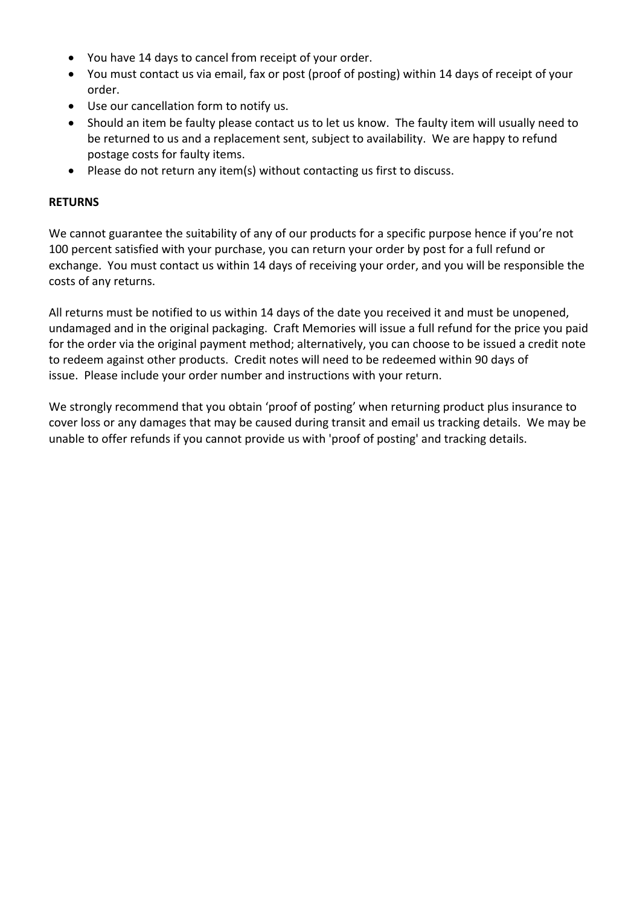- You have 14 days to cancel from receipt of your order.
- You must contact us via email, fax or post (proof of posting) within 14 days of receipt of your order.
- Use our cancellation form to notify us.
- Should an item be faulty please contact us to let us know. The faulty item will usually need to be returned to us and a replacement sent, subject to availability. We are happy to refund postage costs for faulty items.
- Please do not return any item(s) without contacting us first to discuss.

**RETURNS**

We cannot guarantee the suitability of any of our products for a specific purpose hence if you're not 100 percent satisfied with your purchase, you can return your order by post for a full refund or exchange. You must contact us within 14 days of receiving your order, and you will be responsible the costs of any returns.

All returns must be notified to us within 14 days of the date you received it and must be unopened, undamaged and in the original packaging. Craft Memories will issue a full refund for the price you paid for the order via the original payment method; alternatively, you can choose to be issued a credit note to redeem against other products. Credit notes will need to be redeemed within 90 days of issue. Please include your order number and instructions with your return.

We strongly recommend that you obtain 'proof of posting' when returning product plus insurance to cover loss or any damages that may be caused during transit and email us tracking details. We may be unable to offer refunds if you cannot provide us with 'proof of posting' and tracking details.